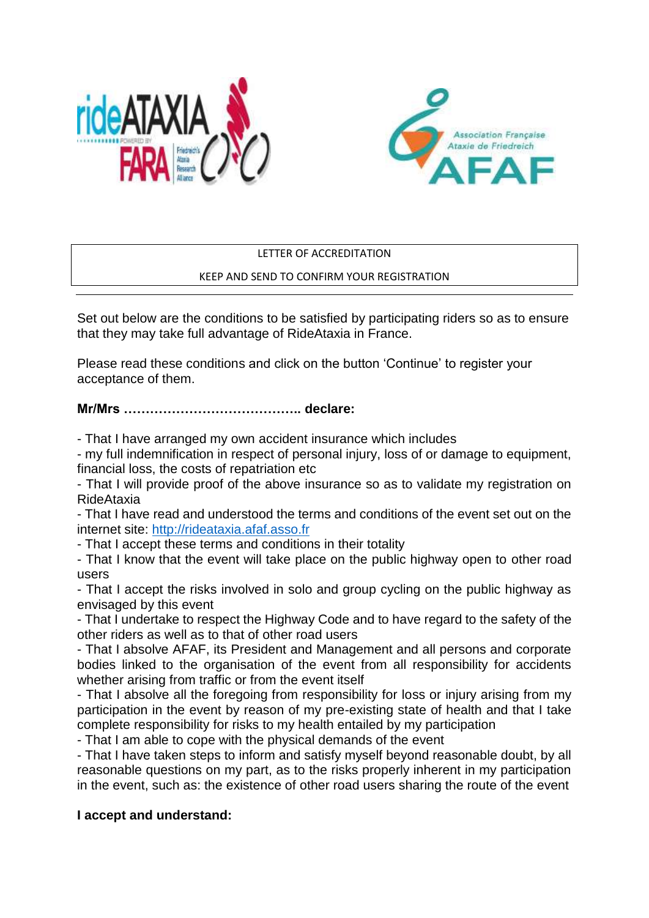LETTER OF ACCREDITATION

KEEP AND SEND TO CONFIRM YOUR REGISTRATION

Set out below are the conditions to be satisfied by participating riders so as to ensure that they may take full advantage of RideAtaxia in France.

Please read these conditions and click on the button 'Continue' to register your acceptance of them.

**Mr/Mrs ………………………………….. declare:**

- That I have arranged my own accident insurance which includes
- my full indemnification in respect of personal injury, loss of or damage to equipment, financial loss, the costs of repatriation etc
- That I will provide proof of the above insurance so as to validate my registration on RideAtaxia
- That I have read and understood the terms and conditions of the event set out on the internet site: [http://rideataxia.afaf.asso.fr](http://rideataxia.afaf.asso.fr)
- That I accept these terms and conditions in their totality
- That I know that the event will take place on the public highway open to other road users
- That I accept the risks involved in solo and group cycling on the public highway as envisaged by this event
- That I undertake to respect the Highway Code and to have regard to the safety of the other riders as well as to that of other road users
- That I absolve AFAF, its President and Management and all persons and corporate bodies linked to the organisation of the event from all responsibility for accidents whether arising from traffic or from the event itself
- That I absolve all the foregoing from responsibility for loss or injury arising from my participation in the event by reason of my pre-existing state of health and that I take complete responsibility for risks to my health entailed by my participation
- That I am able to cope with the physical demands of the event
- That I have taken steps to inform and satisfy myself beyond reasonable doubt, by all reasonable questions on my part, as to the risks properly inherent in my participation in the event, such as: the existence of other road users sharing the route of the event

**I accept and understand:**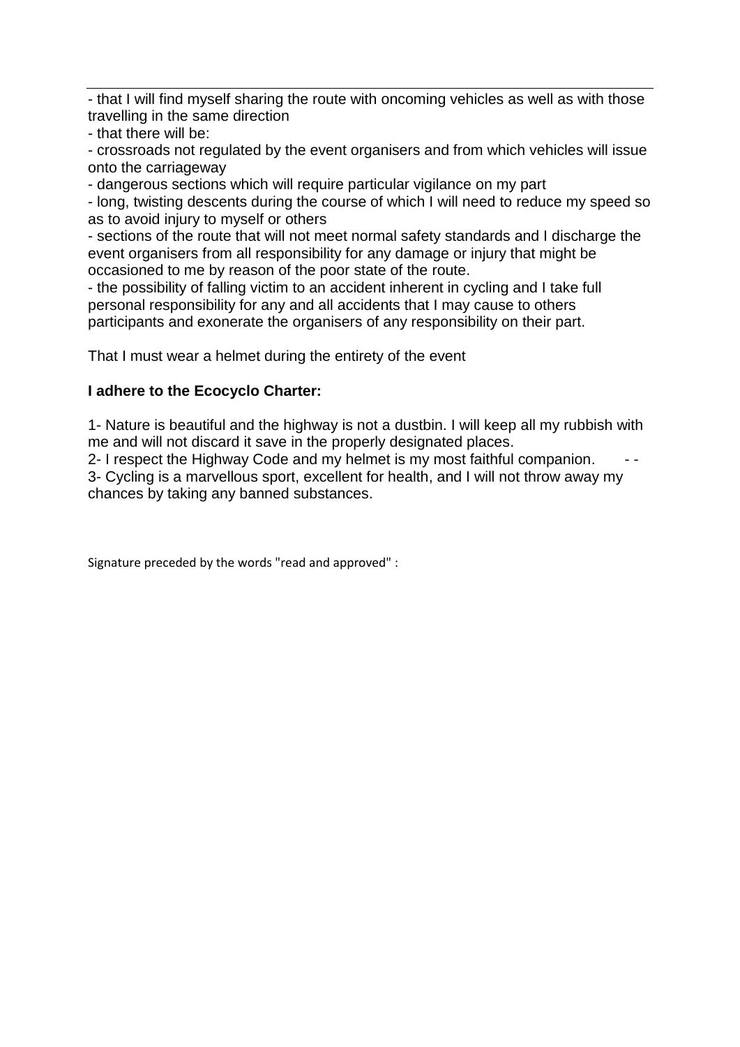- that I will find myself sharing the route with oncoming vehicles as well as with those travelling in the same direction

- that there will be:

- crossroads not regulated by the event organisers and from which vehicles will issue onto the carriageway

- dangerous sections which will require particular vigilance on my part

- long, twisting descents during the course of which I will need to reduce my speed so as to avoid injury to myself or others

- sections of the route that will not meet normal safety standards and I discharge the event organisers from all responsibility for any damage or injury that might be occasioned to me by reason of the poor state of the route.

- the possibility of falling victim to an accident inherent in cycling and I take full personal responsibility for any and all accidents that I may cause to others participants and exonerate the organisers of any responsibility on their part.

That I must wear a helmet during the entirety of the event

**I adhere to the Ecocyclo Charter:**

1- Nature is beautiful and the highway is not a dustbin. I will keep all my rubbish with me and will not discard it save in the properly designated places.

2- I respect the Highway Code and my helmet is my most faithful companion. - -

3- Cycling is a marvellous sport, excellent for health, and I will not throw away my chances by taking any banned substances.

Signature preceded by the words "read and approved" :